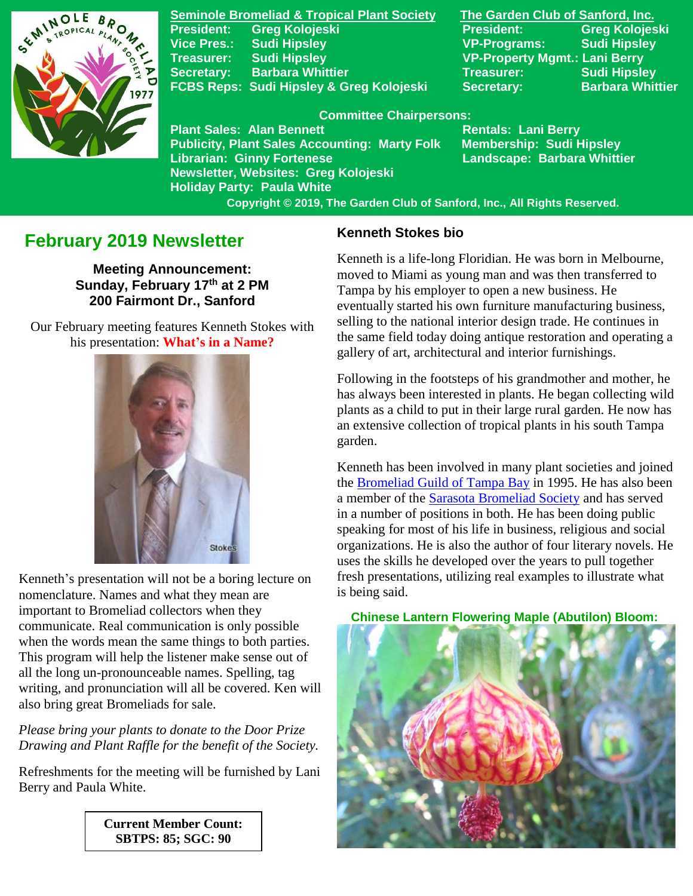**Seminole Bromeliad & Tropical Plant Society**

President: Greg Kolojeski
Vice Pres.: Sudi Hipsley
Treasurer: Sudi Hipsley
Secretary: Barbara Whittier
FCBS Reps: Sudi Hipsley & Greg Kolojeski

**The Garden Club of Sanford, Inc.**

President: Greg Kolojeski
VP-Programs: Sudi Hipsley
VP-Property Mgmt.: Lani Berry
Treasurer: Sudi Hipsley
Secretary: Barbara Whittier

**Committee Chairpersons:**

Plant Sales: Alan Bennett
Publicity, Plant Sales Accounting: Marty Folk
Librarian: Ginny Fortenese
Newsletter, Websites: Greg Kolojeski
Holiday Party: Paula White
Rentals: Lani Berry
Membership: Sudi Hipsley
Landscape: Barbara Whittier

Copyright © 2019, The Garden Club of Sanford, Inc., All Rights Reserved.

## February 2019 Newsletter

**Meeting Announcement:**
**Sunday, February 17th at 2 PM**
**200 Fairmont Dr., Sanford**

Our February meeting features Kenneth Stokes with his presentation: **What's in a Name?**

Stokes

Kenneth's presentation will not be a boring lecture on nomenclature. Names and what they mean are important to Bromeliad collectors when they communicate. Real communication is only possible when the words mean the same things to both parties. This program will help the listener make sense out of all the long un-pronounceable names. Spelling, tag writing, and pronunciation will all be covered. Ken will also bring great Bromeliads for sale.

*Please bring your plants to donate to the Door Prize Drawing and Plant Raffle for the benefit of the Society.*

Refreshments for the meeting will be furnished by Lani Berry and Paula White.

**Current Member Count:**
**SBTPS: 85; SGC: 90**

### Kenneth Stokes bio

Kenneth is a life-long Floridian. He was born in Melbourne, moved to Miami as young man and was then transferred to Tampa by his employer to open a new business. He eventually started his own furniture manufacturing business, selling to the national interior design trade. He continues in the same field today doing antique restoration and operating a gallery of art, architectural and interior furnishings.

Following in the footsteps of his grandmother and mother, he has always been interested in plants. He began collecting wild plants as a child to put in their large rural garden. He now has an extensive collection of tropical plants in his south Tampa garden.

Kenneth has been involved in many plant societies and joined the Bromeliad Guild of Tampa Bay in 1995. He has also been a member of the Sarasota Bromeliad Society and has served in a number of positions in both. He has been doing public speaking for most of his life in business, religious and social organizations. He is also the author of four literary novels. He uses the skills he developed over the years to pull together fresh presentations, utilizing real examples to illustrate what is being said.

**Chinese Lantern Flowering Maple (Abutilon) Bloom:**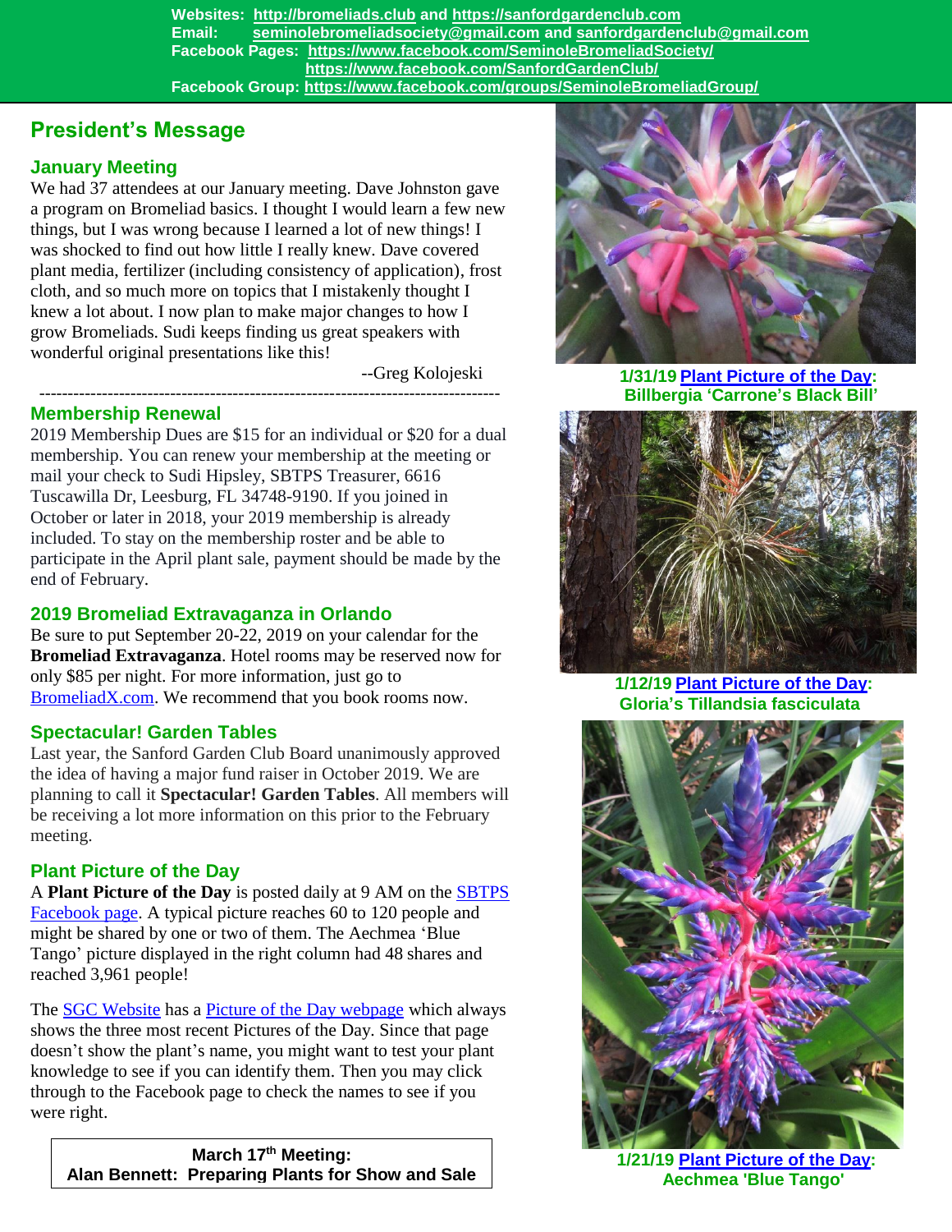**Websites:** http://bromeliads.club and https://sanfordgardenclub.com
**Email:** seminolebromeliadsociety@gmail.com and sanfordgardenclub@gmail.com
**Facebook Pages:** https://www.facebook.com/SeminoleBromeliadSociety/
https://www.facebook.com/SanfordGardenClub/
**Facebook Group:** https://www.facebook.com/groups/SeminoleBromeliadGroup/

## President's Message

### January Meeting

We had 37 attendees at our January meeting. Dave Johnston gave a program on Bromeliad basics. I thought I would learn a few new things, but I was wrong because I learned a lot of new things! I was shocked to find out how little I really knew. Dave covered plant media, fertilizer (including consistency of application), frost cloth, and so much more on topics that I mistakenly thought I knew a lot about. I now plan to make major changes to how I grow Bromeliads. Sudi keeps finding us great speakers with wonderful original presentations like this!

--Greg Kolojeski

---

### Membership Renewal

2019 Membership Dues are $15 for an individual or $20 for a dual membership. You can renew your membership at the meeting or mail your check to Sudi Hipsley, SBTPS Treasurer, 6616 Tuscawilla Dr, Leesburg, FL 34748-9190. If you joined in October or later in 2018, your 2019 membership is already included. To stay on the membership roster and be able to participate in the April plant sale, payment should be made by the end of February.

### 2019 Bromeliad Extravaganza in Orlando

Be sure to put September 20-22, 2019 on your calendar for the **Bromeliad Extravaganza**. Hotel rooms may be reserved now for only $85 per night. For more information, just go to BromeliadX.com. We recommend that you book rooms now.

### Spectacular! Garden Tables

Last year, the Sanford Garden Club Board unanimously approved the idea of having a major fund raiser in October 2019. We are planning to call it **Spectacular! Garden Tables**. All members will be receiving a lot more information on this prior to the February meeting.

### Plant Picture of the Day

A **Plant Picture of the Day** is posted daily at 9 AM on the SBTPS Facebook page. A typical picture reaches 60 to 120 people and might be shared by one or two of them. The Aechmea 'Blue Tango' picture displayed in the right column had 48 shares and reached 3,961 people!

The SGC Website has a Picture of the Day webpage which always shows the three most recent Pictures of the Day. Since that page doesn't show the plant's name, you might want to test your plant knowledge to see if you can identify them. Then you may click through to the Facebook page to check the names to see if you were right.

**March 17th Meeting:**
**Alan Bennett: Preparing Plants for Show and Sale**

**1/31/19 Plant Picture of the Day: Billbergia 'Carrone's Black Bill'**

**1/12/19 Plant Picture of the Day: Gloria's Tillandsia fasciculata**

**1/21/19 Plant Picture of the Day: Aechmea 'Blue Tango'**